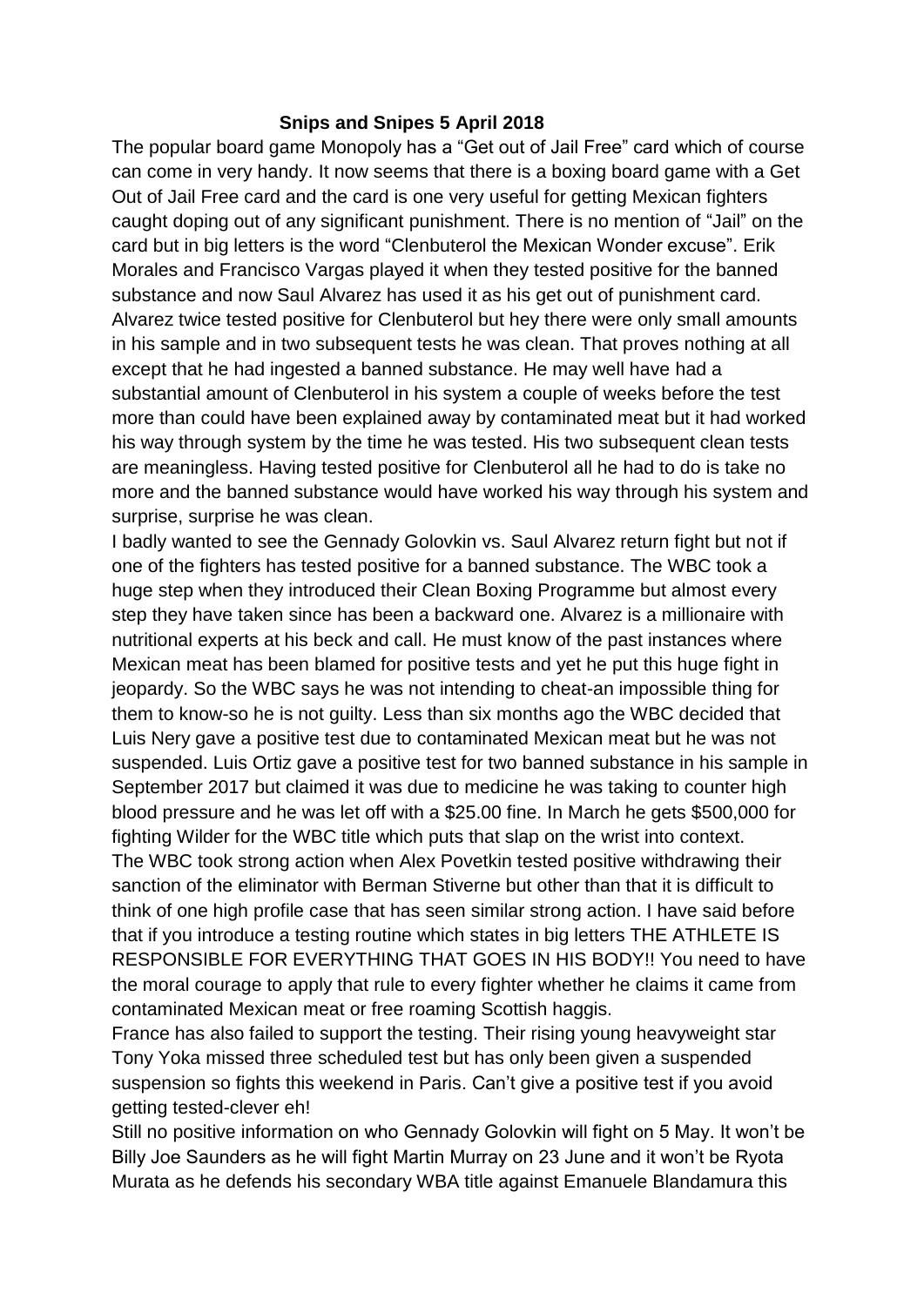## Snips and Snipes 5 April 2018

The popular board game Monopoly has a "Get out of Jail Free" card which of course can come in very handy. It now seems that there is a boxing board game with a Get Out of Jail Free card and the card is one very useful for getting Mexican fighters caught doping out of any significant punishment. There is no mention of "Jail" on the card but in big letters is the word "Clenbuterol the Mexican Wonder excuse". Erik Morales and Francisco Vargas played it when they tested positive for the banned substance and now Saul Alvarez has used it as his get out of punishment card. Alvarez twice tested positive for Clenbuterol but hey there were only small amounts in his sample and in two subsequent tests he was clean. That proves nothing at all except that he had ingested a banned substance. He may well have had a substantial amount of Clenbuterol in his system a couple of weeks before the test more than could have been explained away by contaminated meat but it had worked his way through system by the time he was tested. His two subsequent clean tests are meaningless. Having tested positive for Clenbuterol all he had to do is take no more and the banned substance would have worked his way through his system and surprise, surprise he was clean.

I badly wanted to see the Gennady Golovkin vs. Saul Alvarez return fight but not if one of the fighters has tested positive for a banned substance. The WBC took a huge step when they introduced their Clean Boxing Programme but almost every step they have taken since has been a backward one. Alvarez is a millionaire with nutritional experts at his beck and call. He must know of the past instances where Mexican meat has been blamed for positive tests and yet he put this huge fight in jeopardy. So the WBC says he was not intending to cheat-an impossible thing for them to know-so he is not guilty. Less than six months ago the WBC decided that Luis Nery gave a positive test due to contaminated Mexican meat but he was not suspended. Luis Ortiz gave a positive test for two banned substance in his sample in September 2017 but claimed it was due to medicine he was taking to counter high blood pressure and he was let off with a $25.00 fine. In March he gets $500,000 for fighting Wilder for the WBC title which puts that slap on the wrist into context.

The WBC took strong action when Alex Povetkin tested positive withdrawing their sanction of the eliminator with Berman Stiverne but other than that it is difficult to think of one high profile case that has seen similar strong action. I have said before that if you introduce a testing routine which states in big letters THE ATHLETE IS RESPONSIBLE FOR EVERYTHING THAT GOES IN HIS BODY!! You need to have the moral courage to apply that rule to every fighter whether he claims it came from contaminated Mexican meat or free roaming Scottish haggis.

France has also failed to support the testing. Their rising young heavyweight star Tony Yoka missed three scheduled test but has only been given a suspended suspension so fights this weekend in Paris. Can't give a positive test if you avoid getting tested-clever eh!

Still no positive information on who Gennady Golovkin will fight on 5 May. It won't be Billy Joe Saunders as he will fight Martin Murray on 23 June and it won't be Ryota Murata as he defends his secondary WBA title against Emanuele Blandamura this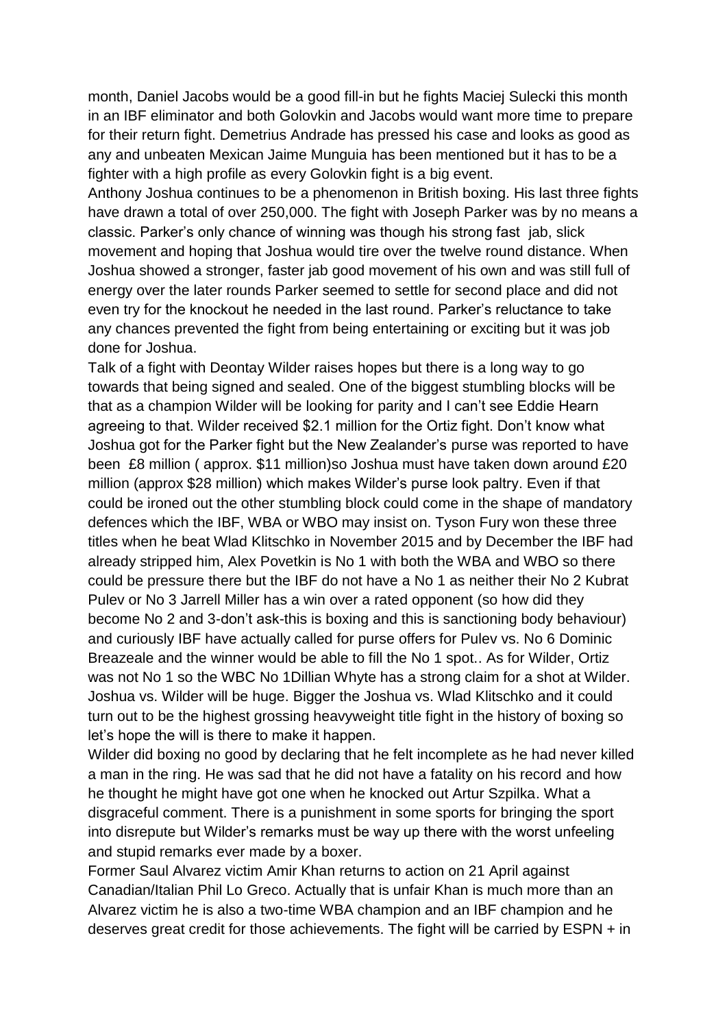month, Daniel Jacobs would be a good fill-in but he fights Maciej Sulecki this month in an IBF eliminator and both Golovkin and Jacobs would want more time to prepare for their return fight. Demetrius Andrade has pressed his case and looks as good as any and unbeaten Mexican Jaime Munguia has been mentioned but it has to be a fighter with a high profile as every Golovkin fight is a big event.

Anthony Joshua continues to be a phenomenon in British boxing. His last three fights have drawn a total of over 250,000. The fight with Joseph Parker was by no means a classic. Parker's only chance of winning was though his strong fast jab, slick movement and hoping that Joshua would tire over the twelve round distance. When Joshua showed a stronger, faster jab good movement of his own and was still full of energy over the later rounds Parker seemed to settle for second place and did not even try for the knockout he needed in the last round. Parker's reluctance to take any chances prevented the fight from being entertaining or exciting but it was job done for Joshua.

Talk of a fight with Deontay Wilder raises hopes but there is a long way to go towards that being signed and sealed. One of the biggest stumbling blocks will be that as a champion Wilder will be looking for parity and I can't see Eddie Hearn agreeing to that. Wilder received $2.1 million for the Ortiz fight. Don't know what Joshua got for the Parker fight but the New Zealander's purse was reported to have been £8 million ( approx. $11 million)so Joshua must have taken down around £20 million (approx $28 million) which makes Wilder's purse look paltry. Even if that could be ironed out the other stumbling block could come in the shape of mandatory defences which the IBF, WBA or WBO may insist on. Tyson Fury won these three titles when he beat Wlad Klitschko in November 2015 and by December the IBF had already stripped him, Alex Povetkin is No 1 with both the WBA and WBO so there could be pressure there but the IBF do not have a No 1 as neither their No 2 Kubrat Pulev or No 3 Jarrell Miller has a win over a rated opponent (so how did they become No 2 and 3-don't ask-this is boxing and this is sanctioning body behaviour) and curiously IBF have actually called for purse offers for Pulev vs. No 6 Dominic Breazeale and the winner would be able to fill the No 1 spot.. As for Wilder, Ortiz was not No 1 so the WBC No 1Dillian Whyte has a strong claim for a shot at Wilder. Joshua vs. Wilder will be huge. Bigger the Joshua vs. Wlad Klitschko and it could turn out to be the highest grossing heavyweight title fight in the history of boxing so let's hope the will is there to make it happen.

Wilder did boxing no good by declaring that he felt incomplete as he had never killed a man in the ring. He was sad that he did not have a fatality on his record and how he thought he might have got one when he knocked out Artur Szpilka. What a disgraceful comment. There is a punishment in some sports for bringing the sport into disrepute but Wilder's remarks must be way up there with the worst unfeeling and stupid remarks ever made by a boxer.

Former Saul Alvarez victim Amir Khan returns to action on 21 April against Canadian/Italian Phil Lo Greco. Actually that is unfair Khan is much more than an Alvarez victim he is also a two-time WBA champion and an IBF champion and he deserves great credit for those achievements. The fight will be carried by ESPN + in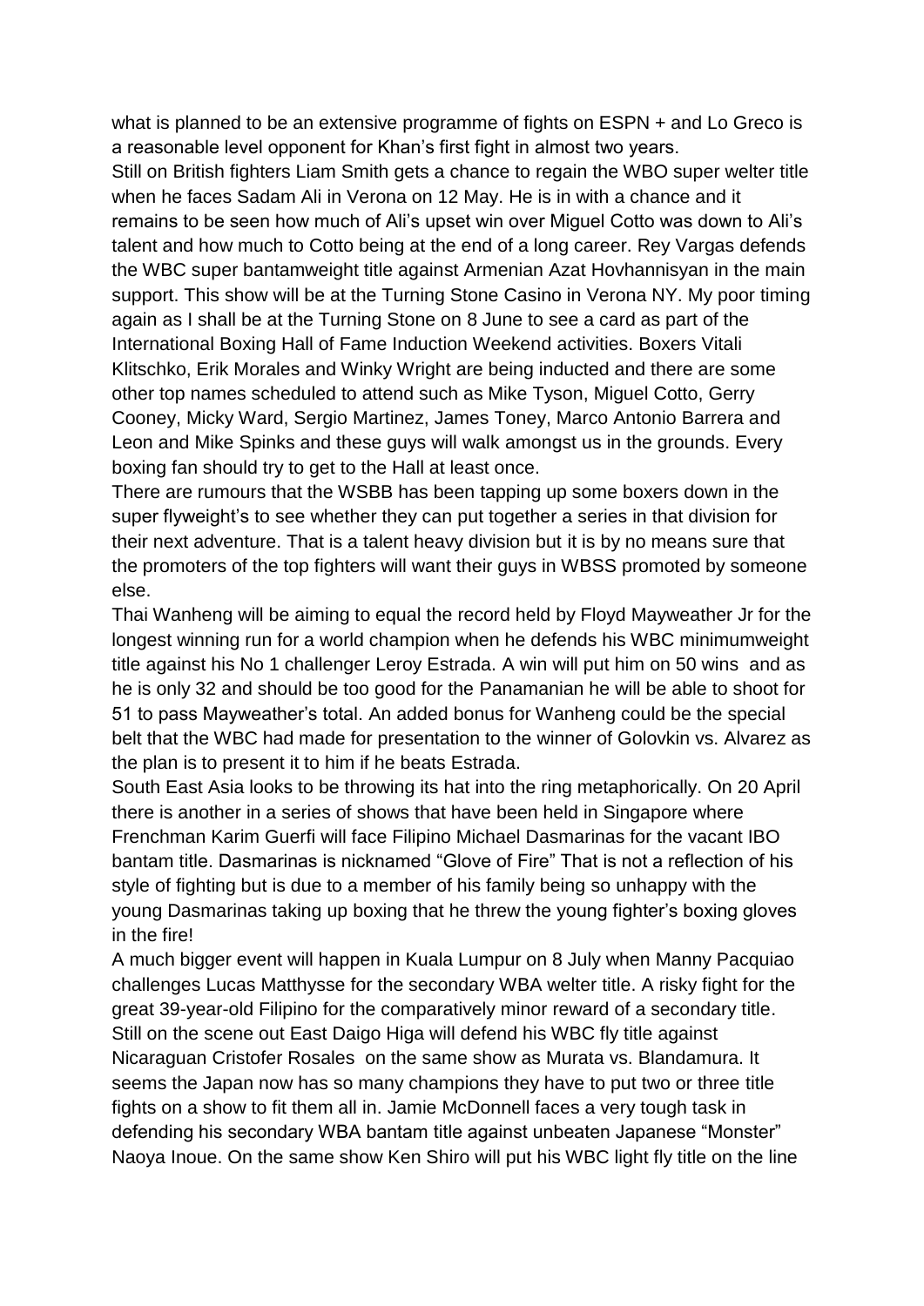what is planned to be an extensive programme of fights on ESPN + and Lo Greco is a reasonable level opponent for Khan's first fight in almost two years.

Still on British fighters Liam Smith gets a chance to regain the WBO super welter title when he faces Sadam Ali in Verona on 12 May. He is in with a chance and it remains to be seen how much of Ali's upset win over Miguel Cotto was down to Ali's talent and how much to Cotto being at the end of a long career. Rey Vargas defends the WBC super bantamweight title against Armenian Azat Hovhannisyan in the main support. This show will be at the Turning Stone Casino in Verona NY. My poor timing again as I shall be at the Turning Stone on 8 June to see a card as part of the International Boxing Hall of Fame Induction Weekend activities. Boxers Vitali Klitschko, Erik Morales and Winky Wright are being inducted and there are some other top names scheduled to attend such as Mike Tyson, Miguel Cotto, Gerry Cooney, Micky Ward, Sergio Martinez, James Toney, Marco Antonio Barrera and Leon and Mike Spinks and these guys will walk amongst us in the grounds. Every boxing fan should try to get to the Hall at least once.

There are rumours that the WSBB has been tapping up some boxers down in the super flyweight's to see whether they can put together a series in that division for their next adventure. That is a talent heavy division but it is by no means sure that the promoters of the top fighters will want their guys in WBSS promoted by someone else.

Thai Wanheng will be aiming to equal the record held by Floyd Mayweather Jr for the longest winning run for a world champion when he defends his WBC minimumweight title against his No 1 challenger Leroy Estrada. A win will put him on 50 wins and as he is only 32 and should be too good for the Panamanian he will be able to shoot for 51 to pass Mayweather's total. An added bonus for Wanheng could be the special belt that the WBC had made for presentation to the winner of Golovkin vs. Alvarez as the plan is to present it to him if he beats Estrada.

South East Asia looks to be throwing its hat into the ring metaphorically. On 20 April there is another in a series of shows that have been held in Singapore where Frenchman Karim Guerfi will face Filipino Michael Dasmarinas for the vacant IBO bantam title. Dasmarinas is nicknamed "Glove of Fire" That is not a reflection of his style of fighting but is due to a member of his family being so unhappy with the young Dasmarinas taking up boxing that he threw the young fighter's boxing gloves in the fire!

A much bigger event will happen in Kuala Lumpur on 8 July when Manny Pacquiao challenges Lucas Matthysse for the secondary WBA welter title. A risky fight for the great 39-year-old Filipino for the comparatively minor reward of a secondary title.

Still on the scene out East Daigo Higa will defend his WBC fly title against Nicaraguan Cristofer Rosales on the same show as Murata vs. Blandamura. It seems the Japan now has so many champions they have to put two or three title fights on a show to fit them all in. Jamie McDonnell faces a very tough task in defending his secondary WBA bantam title against unbeaten Japanese "Monster" Naoya Inoue. On the same show Ken Shiro will put his WBC light fly title on the line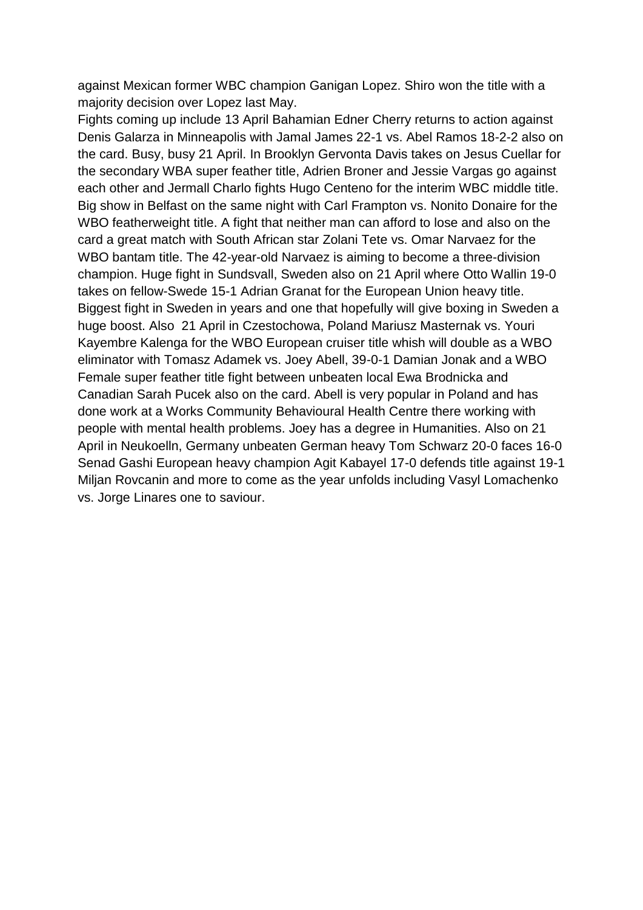against Mexican former WBC champion Ganigan Lopez. Shiro won the title with a majority decision over Lopez last May.

Fights coming up include 13 April Bahamian Edner Cherry returns to action against Denis Galarza in Minneapolis with Jamal James 22-1 vs. Abel Ramos 18-2-2 also on the card. Busy, busy 21 April. In Brooklyn Gervonta Davis takes on Jesus Cuellar for the secondary WBA super feather title, Adrien Broner and Jessie Vargas go against each other and Jermall Charlo fights Hugo Centeno for the interim WBC middle title. Big show in Belfast on the same night with Carl Frampton vs. Nonito Donaire for the WBO featherweight title. A fight that neither man can afford to lose and also on the card a great match with South African star Zolani Tete vs. Omar Narvaez for the WBO bantam title. The 42-year-old Narvaez is aiming to become a three-division champion. Huge fight in Sundsvall, Sweden also on 21 April where Otto Wallin 19-0 takes on fellow-Swede 15-1 Adrian Granat for the European Union heavy title. Biggest fight in Sweden in years and one that hopefully will give boxing in Sweden a huge boost. Also 21 April in Czestochowa, Poland Mariusz Masternak vs. Youri Kayembre Kalenga for the WBO European cruiser title whish will double as a WBO eliminator with Tomasz Adamek vs. Joey Abell, 39-0-1 Damian Jonak and a WBO Female super feather title fight between unbeaten local Ewa Brodnicka and Canadian Sarah Pucek also on the card. Abell is very popular in Poland and has done work at a Works Community Behavioural Health Centre there working with people with mental health problems. Joey has a degree in Humanities. Also on 21 April in Neukoelln, Germany unbeaten German heavy Tom Schwarz 20-0 faces 16-0 Senad Gashi European heavy champion Agit Kabayel 17-0 defends title against 19-1 Miljan Rovcanin and more to come as the year unfolds including Vasyl Lomachenko vs. Jorge Linares one to saviour.